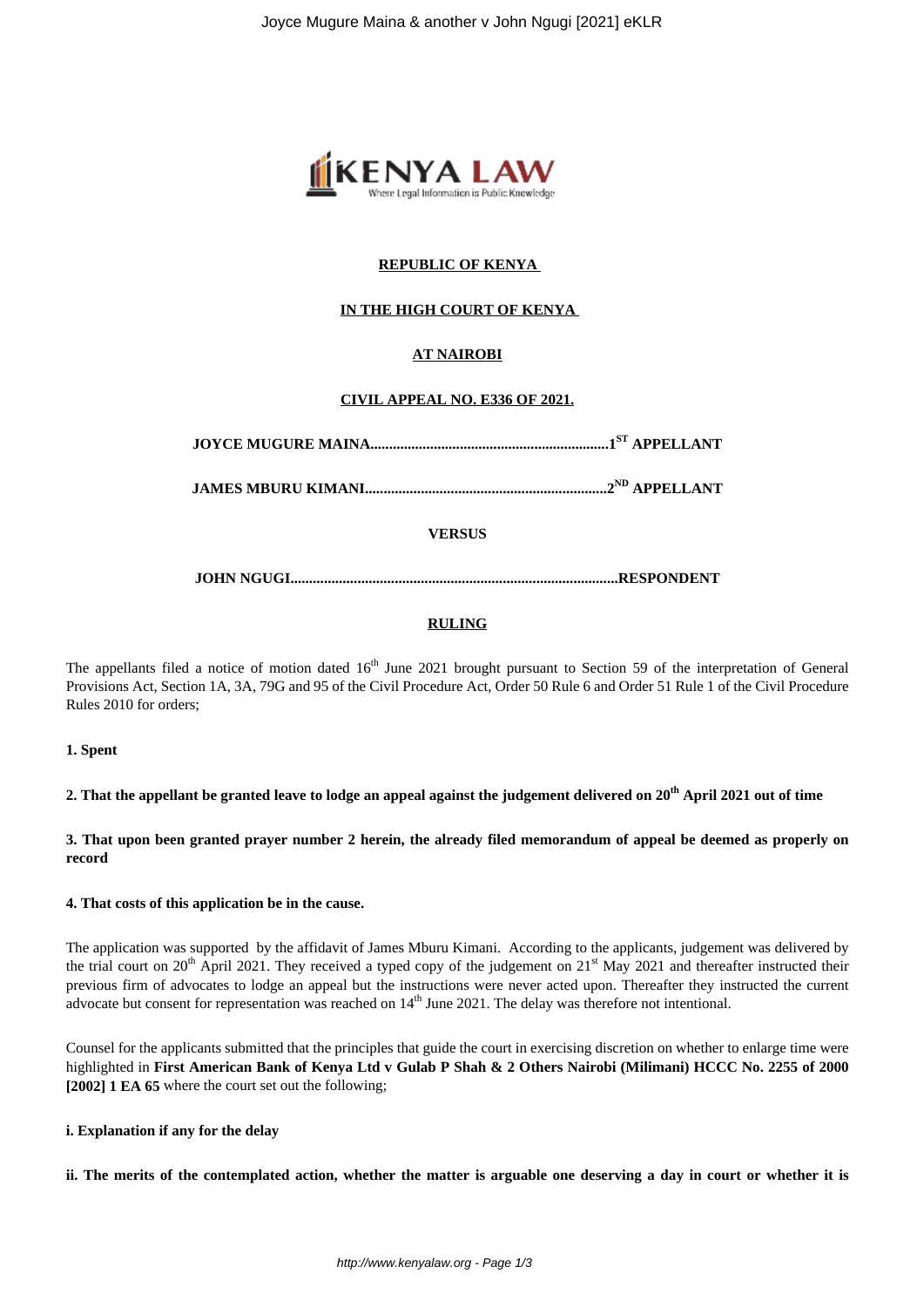**REPUBLIC OF KENYA**

**IN THE HIGH COURT OF KENYA**

**AT NAIROBI**

**CIVIL APPEAL NO. E336 OF 2021.**

**JOYCE MUGURE MAINA...............................................................1ST APPELLANT**

**JAMES MBURU KIMANI................................................................2ND APPELLANT**

**VERSUS**

**JOHN NGUGI.......................................................................................RESPONDENT**

**RULING**

The appellants filed a notice of motion dated 16th June 2021 brought pursuant to Section 59 of the interpretation of General Provisions Act, Section 1A, 3A, 79G and 95 of the Civil Procedure Act, Order 50 Rule 6 and Order 51 Rule 1 of the Civil Procedure Rules 2010 for orders;

**1. Spent**

**2. That the appellant be granted leave to lodge an appeal against the judgement delivered on 20th April 2021 out of time**

**3. That upon been granted prayer number 2 herein, the already filed memorandum of appeal be deemed as properly on record**

**4. That costs of this application be in the cause.**

The application was supported by the affidavit of James Mburu Kimani. According to the applicants, judgement was delivered by the trial court on 20th April 2021. They received a typed copy of the judgement on 21st May 2021 and thereafter instructed their previous firm of advocates to lodge an appeal but the instructions were never acted upon. Thereafter they instructed the current advocate but consent for representation was reached on 14th June 2021. The delay was therefore not intentional.

Counsel for the applicants submitted that the principles that guide the court in exercising discretion on whether to enlarge time were highlighted in **First American Bank of Kenya Ltd v Gulab P Shah & 2 Others Nairobi (Milimani) HCCC No. 2255 of 2000 [2002] 1 EA 65** where the court set out the following;

**i. Explanation if any for the delay**

**ii. The merits of the contemplated action, whether the matter is arguable one deserving a day in court or whether it is**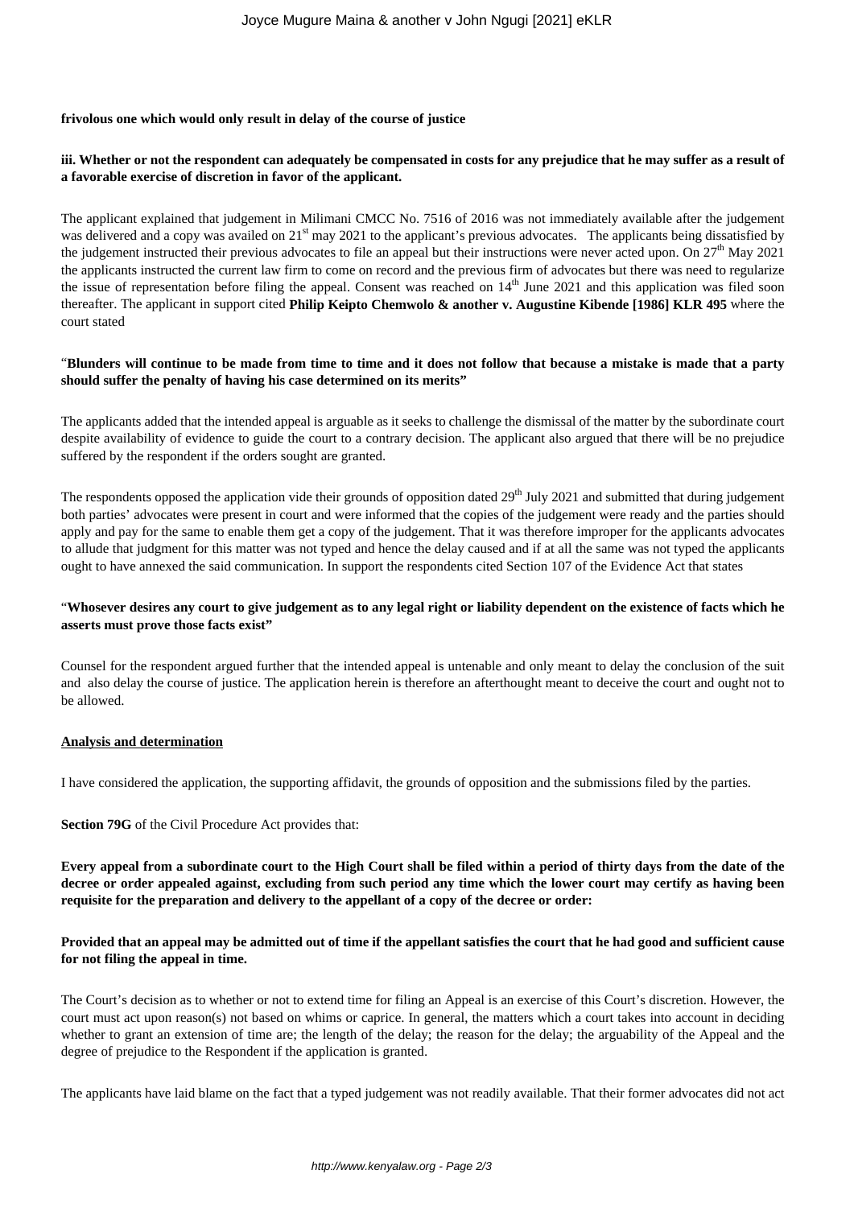**frivolous one which would only result in delay of the course of justice**

**iii. Whether or not the respondent can adequately be compensated in costs for any prejudice that he may suffer as a result of a favorable exercise of discretion in favor of the applicant.**

The applicant explained that judgement in Milimani CMCC No. 7516 of 2016 was not immediately available after the judgement was delivered and a copy was availed on 21st may 2021 to the applicant's previous advocates. The applicants being dissatisfied by the judgement instructed their previous advocates to file an appeal but their instructions were never acted upon. On 27th May 2021 the applicants instructed the current law firm to come on record and the previous firm of advocates but there was need to regularize the issue of representation before filing the appeal. Consent was reached on 14th June 2021 and this application was filed soon thereafter. The applicant in support cited **Philip Keipto Chemwolo & another v. Augustine Kibende [1986] KLR 495** where the court stated

"**Blunders will continue to be made from time to time and it does not follow that because a mistake is made that a party should suffer the penalty of having his case determined on its merits"**

The applicants added that the intended appeal is arguable as it seeks to challenge the dismissal of the matter by the subordinate court despite availability of evidence to guide the court to a contrary decision. The applicant also argued that there will be no prejudice suffered by the respondent if the orders sought are granted.

The respondents opposed the application vide their grounds of opposition dated 29th July 2021 and submitted that during judgement both parties' advocates were present in court and were informed that the copies of the judgement were ready and the parties should apply and pay for the same to enable them get a copy of the judgement. That it was therefore improper for the applicants advocates to allude that judgment for this matter was not typed and hence the delay caused and if at all the same was not typed the applicants ought to have annexed the said communication. In support the respondents cited Section 107 of the Evidence Act that states

"**Whosever desires any court to give judgement as to any legal right or liability dependent on the existence of facts which he asserts must prove those facts exist"**

Counsel for the respondent argued further that the intended appeal is untenable and only meant to delay the conclusion of the suit and also delay the course of justice. The application herein is therefore an afterthought meant to deceive the court and ought not to be allowed.

## Analysis and determination

I have considered the application, the supporting affidavit, the grounds of opposition and the submissions filed by the parties.

**Section 79G** of the Civil Procedure Act provides that:

**Every appeal from a subordinate court to the High Court shall be filed within a period of thirty days from the date of the decree or order appealed against, excluding from such period any time which the lower court may certify as having been requisite for the preparation and delivery to the appellant of a copy of the decree or order:**

**Provided that an appeal may be admitted out of time if the appellant satisfies the court that he had good and sufficient cause for not filing the appeal in time.**

The Court's decision as to whether or not to extend time for filing an Appeal is an exercise of this Court's discretion. However, the court must act upon reason(s) not based on whims or caprice. In general, the matters which a court takes into account in deciding whether to grant an extension of time are; the length of the delay; the reason for the delay; the arguability of the Appeal and the degree of prejudice to the Respondent if the application is granted.

The applicants have laid blame on the fact that a typed judgement was not readily available. That their former advocates did not act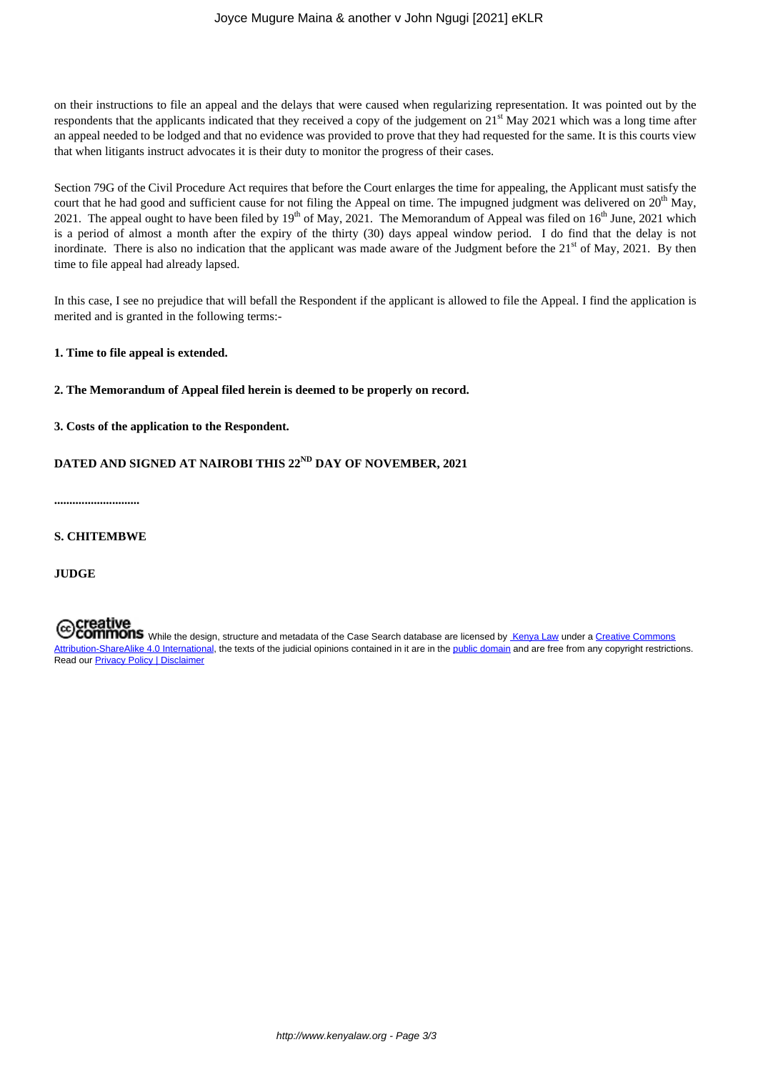on their instructions to file an appeal and the delays that were caused when regularizing representation. It was pointed out by the respondents that the applicants indicated that they received a copy of the judgement on 21st May 2021 which was a long time after an appeal needed to be lodged and that no evidence was provided to prove that they had requested for the same. It is this courts view that when litigants instruct advocates it is their duty to monitor the progress of their cases.

Section 79G of the Civil Procedure Act requires that before the Court enlarges the time for appealing, the Applicant must satisfy the court that he had good and sufficient cause for not filing the Appeal on time. The impugned judgment was delivered on 20th May, 2021. The appeal ought to have been filed by 19th of May, 2021. The Memorandum of Appeal was filed on 16th June, 2021 which is a period of almost a month after the expiry of the thirty (30) days appeal window period. I do find that the delay is not inordinate. There is also no indication that the applicant was made aware of the Judgment before the 21st of May, 2021. By then time to file appeal had already lapsed.

In this case, I see no prejudice that will befall the Respondent if the applicant is allowed to file the Appeal. I find the application is merited and is granted in the following terms:-

**1. Time to file appeal is extended.**

**2. The Memorandum of Appeal filed herein is deemed to be properly on record.**

**3. Costs of the application to the Respondent.**

**DATED AND SIGNED AT NAIROBI THIS 22ND DAY OF NOVEMBER, 2021**

............................

**S. CHITEMBWE**

**JUDGE**

While the design, structure and metadata of the Case Search database are licensed by Kenya Law under a Creative Commons Attribution-ShareAlike 4.0 International, the texts of the judicial opinions contained in it are in the public domain and are free from any copyright restrictions. Read our Privacy Policy | Disclaimer